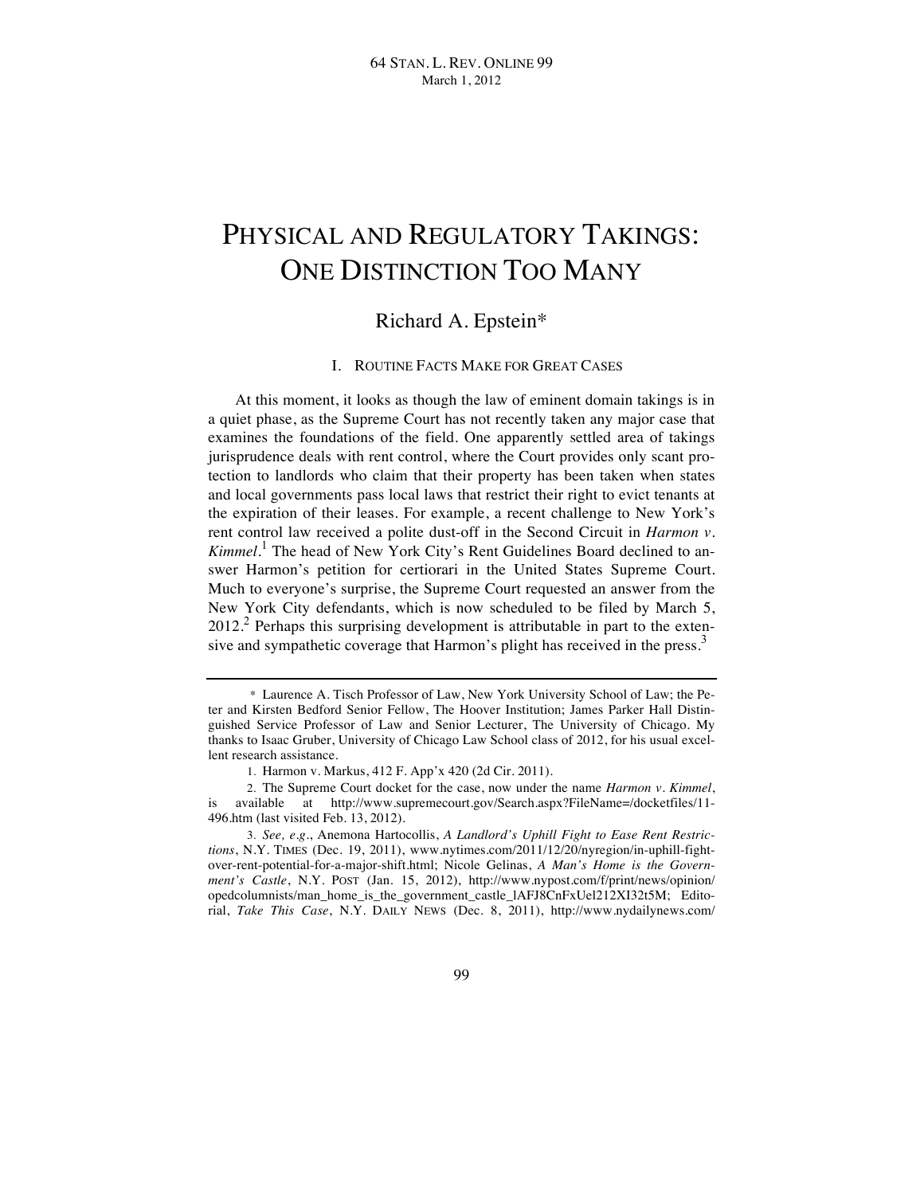# PHYSICAL AND REGULATORY TAKINGS: ONE DISTINCTION TOO MANY

Richard A. Epstein*

## I. ROUTINE FACTS MAKE FOR GREAT CASES

At this moment, it looks as though the law of eminent domain takings is in a quiet phase, as the Supreme Court has not recently taken any major case that examines the foundations of the field. One apparently settled area of takings jurisprudence deals with rent control, where the Court provides only scant protection to landlords who claim that their property has been taken when states and local governments pass local laws that restrict their right to evict tenants at the expiration of their leases. For example, a recent challenge to New York's rent control law received a polite dust-off in the Second Circuit in *Harmon v. Kimmel*.[1] The head of New York City's Rent Guidelines Board declined to answer Harmon's petition for certiorari in the United States Supreme Court. Much to everyone's surprise, the Supreme Court requested an answer from the New York City defendants, which is now scheduled to be filed by March 5, 2012.[2] Perhaps this surprising development is attributable in part to the extensive and sympathetic coverage that Harmon's plight has received in the press.[3]

---

\* Laurence A. Tisch Professor of Law, New York University School of Law; the Peter and Kirsten Bedford Senior Fellow, The Hoover Institution; James Parker Hall Distinguished Service Professor of Law and Senior Lecturer, The University of Chicago. My thanks to Isaac Gruber, University of Chicago Law School class of 2012, for his usual excellent research assistance.

1. Harmon v. Markus, 412 F. App'x 420 (2d Cir. 2011).

2. The Supreme Court docket for the case, now under the name *Harmon v. Kimmel*, is available at http://www.supremecourt.gov/Search.aspx?FileName=/docketfiles/11-496.htm (last visited Feb. 13, 2012).

3. *See, e.g.*, Anemona Hartocollis, *A Landlord's Uphill Fight to Ease Rent Restrictions*, N.Y. TIMES (Dec. 19, 2011), www.nytimes.com/2011/12/20/nyregion/in-uphill-fight-over-rent-potential-for-a-major-shift.html; Nicole Gelinas, *A Man's Home is the Government's Castle*, N.Y. POST (Jan. 15, 2012), http://www.nypost.com/f/print/news/opinion/opedcolumnists/man_home_is_the_government_castle_lAFJ8CnFxUel212XI32t5M; Editorial, *Take This Case*, N.Y. DAILY NEWS (Dec. 8, 2011), http://www.nydailynews.com/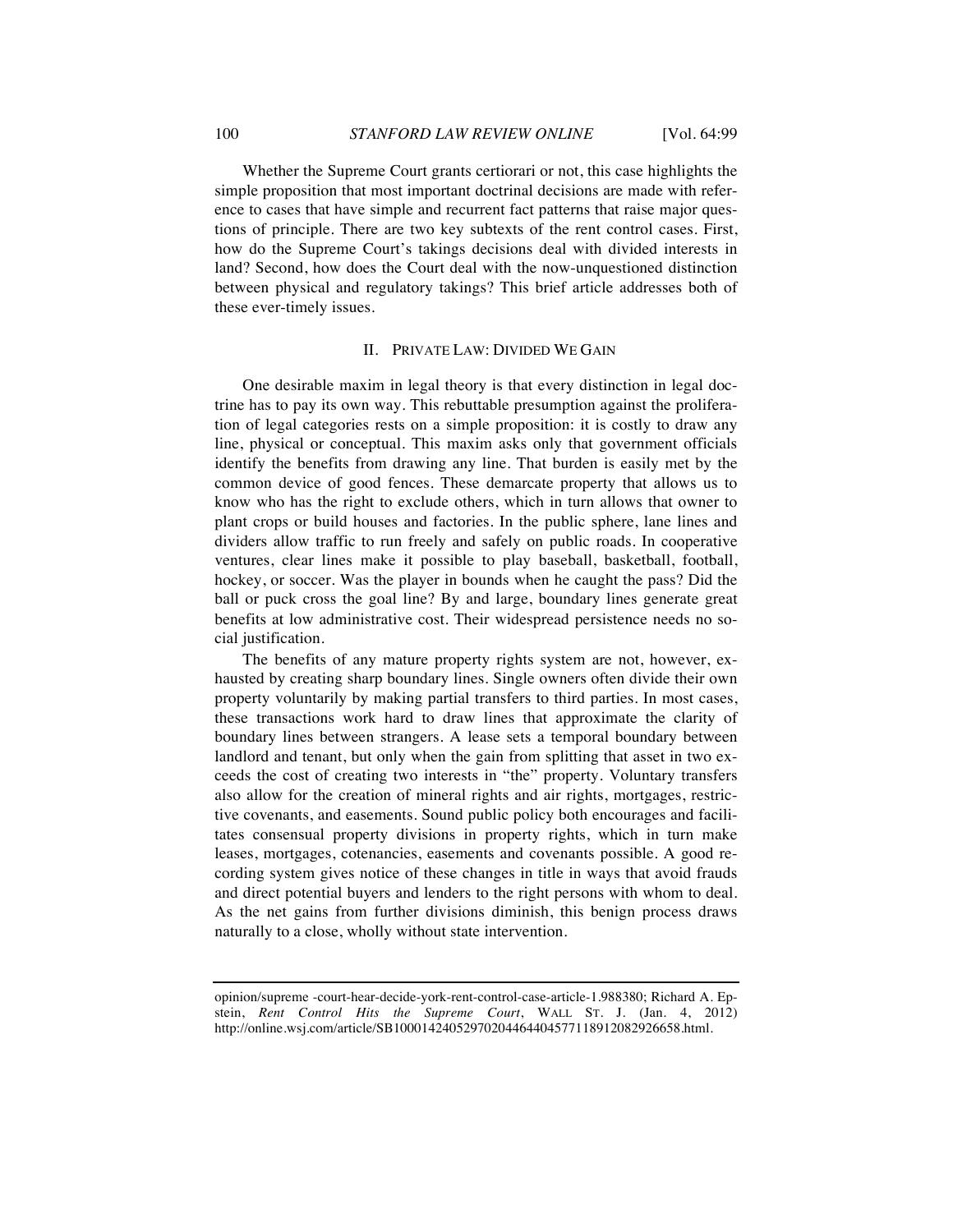Whether the Supreme Court grants certiorari or not, this case highlights the simple proposition that most important doctrinal decisions are made with reference to cases that have simple and recurrent fact patterns that raise major questions of principle. There are two key subtexts of the rent control cases. First, how do the Supreme Court's takings decisions deal with divided interests in land? Second, how does the Court deal with the now-unquestioned distinction between physical and regulatory takings? This brief article addresses both of these ever-timely issues.

## II. PRIVATE LAW: DIVIDED WE GAIN

One desirable maxim in legal theory is that every distinction in legal doctrine has to pay its own way. This rebuttable presumption against the proliferation of legal categories rests on a simple proposition: it is costly to draw any line, physical or conceptual. This maxim asks only that government officials identify the benefits from drawing any line. That burden is easily met by the common device of good fences. These demarcate property that allows us to know who has the right to exclude others, which in turn allows that owner to plant crops or build houses and factories. In the public sphere, lane lines and dividers allow traffic to run freely and safely on public roads. In cooperative ventures, clear lines make it possible to play baseball, basketball, football, hockey, or soccer. Was the player in bounds when he caught the pass? Did the ball or puck cross the goal line? By and large, boundary lines generate great benefits at low administrative cost. Their widespread persistence needs no social justification.

The benefits of any mature property rights system are not, however, exhausted by creating sharp boundary lines. Single owners often divide their own property voluntarily by making partial transfers to third parties. In most cases, these transactions work hard to draw lines that approximate the clarity of boundary lines between strangers. A lease sets a temporal boundary between landlord and tenant, but only when the gain from splitting that asset in two exceeds the cost of creating two interests in "the" property. Voluntary transfers also allow for the creation of mineral rights and air rights, mortgages, restrictive covenants, and easements. Sound public policy both encourages and facilitates consensual property divisions in property rights, which in turn make leases, mortgages, cotenancies, easements and covenants possible. A good recording system gives notice of these changes in title in ways that avoid frauds and direct potential buyers and lenders to the right persons with whom to deal. As the net gains from further divisions diminish, this benign process draws naturally to a close, wholly without state intervention.

---

opinion/supreme -court-hear-decide-york-rent-control-case-article-1.988380; Richard A. Epstein, *Rent Control Hits the Supreme Court*, WALL ST. J. (Jan. 4, 2012) http://online.wsj.com/article/SB10001424052970204464404577118912082926658.html.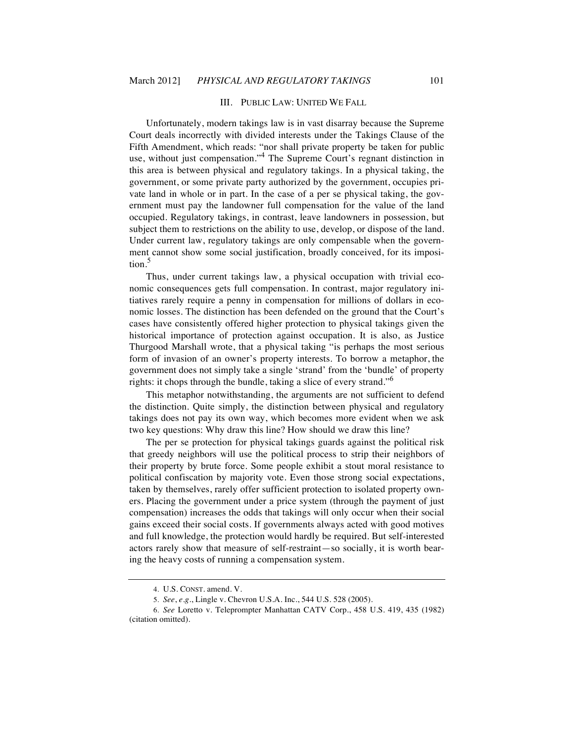## III. PUBLIC LAW: UNITED WE FALL

Unfortunately, modern takings law is in vast disarray because the Supreme Court deals incorrectly with divided interests under the Takings Clause of the Fifth Amendment, which reads: "nor shall private property be taken for public use, without just compensation."[4] The Supreme Court's regnant distinction in this area is between physical and regulatory takings. In a physical taking, the government, or some private party authorized by the government, occupies private land in whole or in part. In the case of a per se physical taking, the government must pay the landowner full compensation for the value of the land occupied. Regulatory takings, in contrast, leave landowners in possession, but subject them to restrictions on the ability to use, develop, or dispose of the land. Under current law, regulatory takings are only compensable when the government cannot show some social justification, broadly conceived, for its imposition.[5]

Thus, under current takings law, a physical occupation with trivial economic consequences gets full compensation. In contrast, major regulatory initiatives rarely require a penny in compensation for millions of dollars in economic losses. The distinction has been defended on the ground that the Court's cases have consistently offered higher protection to physical takings given the historical importance of protection against occupation. It is also, as Justice Thurgood Marshall wrote, that a physical taking "is perhaps the most serious form of invasion of an owner's property interests. To borrow a metaphor, the government does not simply take a single 'strand' from the 'bundle' of property rights: it chops through the bundle, taking a slice of every strand."[6]

This metaphor notwithstanding, the arguments are not sufficient to defend the distinction. Quite simply, the distinction between physical and regulatory takings does not pay its own way, which becomes more evident when we ask two key questions: Why draw this line? How should we draw this line?

The per se protection for physical takings guards against the political risk that greedy neighbors will use the political process to strip their neighbors of their property by brute force. Some people exhibit a stout moral resistance to political confiscation by majority vote. Even those strong social expectations, taken by themselves, rarely offer sufficient protection to isolated property owners. Placing the government under a price system (through the payment of just compensation) increases the odds that takings will only occur when their social gains exceed their social costs. If governments always acted with good motives and full knowledge, the protection would hardly be required. But self-interested actors rarely show that measure of self-restraint—so socially, it is worth bearing the heavy costs of running a compensation system.

---

4. U.S. CONST. amend. V.

5. *See, e.g.*, Lingle v. Chevron U.S.A. Inc., 544 U.S. 528 (2005).

6. *See* Loretto v. Teleprompter Manhattan CATV Corp., 458 U.S. 419, 435 (1982) (citation omitted).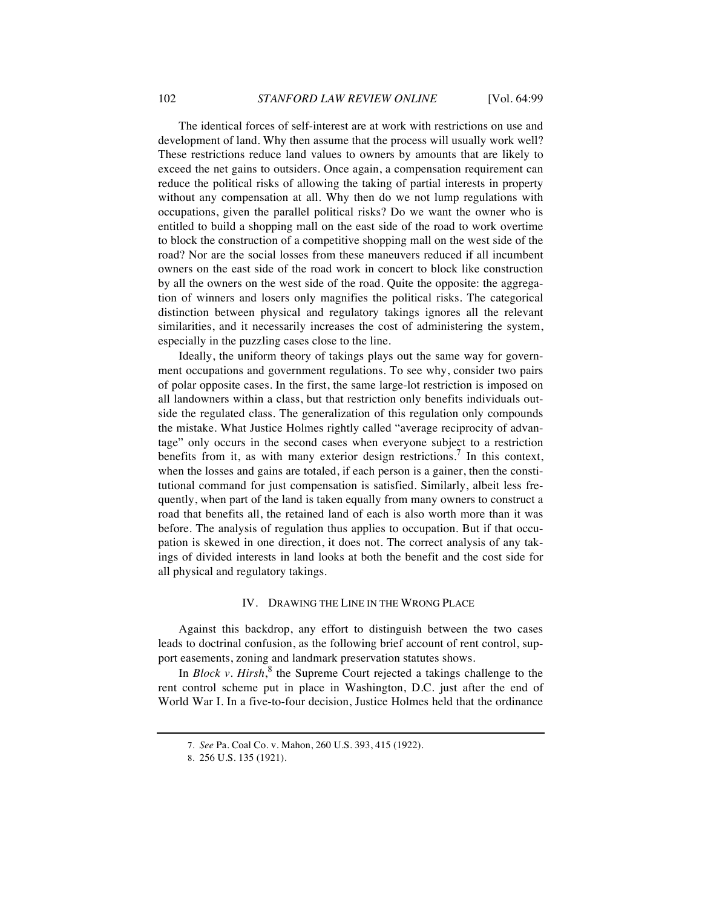The identical forces of self-interest are at work with restrictions on use and development of land. Why then assume that the process will usually work well? These restrictions reduce land values to owners by amounts that are likely to exceed the net gains to outsiders. Once again, a compensation requirement can reduce the political risks of allowing the taking of partial interests in property without any compensation at all. Why then do we not lump regulations with occupations, given the parallel political risks? Do we want the owner who is entitled to build a shopping mall on the east side of the road to work overtime to block the construction of a competitive shopping mall on the west side of the road? Nor are the social losses from these maneuvers reduced if all incumbent owners on the east side of the road work in concert to block like construction by all the owners on the west side of the road. Quite the opposite: the aggregation of winners and losers only magnifies the political risks. The categorical distinction between physical and regulatory takings ignores all the relevant similarities, and it necessarily increases the cost of administering the system, especially in the puzzling cases close to the line.

Ideally, the uniform theory of takings plays out the same way for government occupations and government regulations. To see why, consider two pairs of polar opposite cases. In the first, the same large-lot restriction is imposed on all landowners within a class, but that restriction only benefits individuals outside the regulated class. The generalization of this regulation only compounds the mistake. What Justice Holmes rightly called "average reciprocity of advantage" only occurs in the second cases when everyone subject to a restriction benefits from it, as with many exterior design restrictions.[7] In this context, when the losses and gains are totaled, if each person is a gainer, then the constitutional command for just compensation is satisfied. Similarly, albeit less frequently, when part of the land is taken equally from many owners to construct a road that benefits all, the retained land of each is also worth more than it was before. The analysis of regulation thus applies to occupation. But if that occupation is skewed in one direction, it does not. The correct analysis of any takings of divided interests in land looks at both the benefit and the cost side for all physical and regulatory takings.

## IV. Drawing the Line in the Wrong Place

Against this backdrop, any effort to distinguish between the two cases leads to doctrinal confusion, as the following brief account of rent control, support easements, zoning and landmark preservation statutes shows.

In *Block v. Hirsh*,[8] the Supreme Court rejected a takings challenge to the rent control scheme put in place in Washington, D.C. just after the end of World War I. In a five-to-four decision, Justice Holmes held that the ordinance

---

7. *See* Pa. Coal Co. v. Mahon, 260 U.S. 393, 415 (1922).

8. 256 U.S. 135 (1921).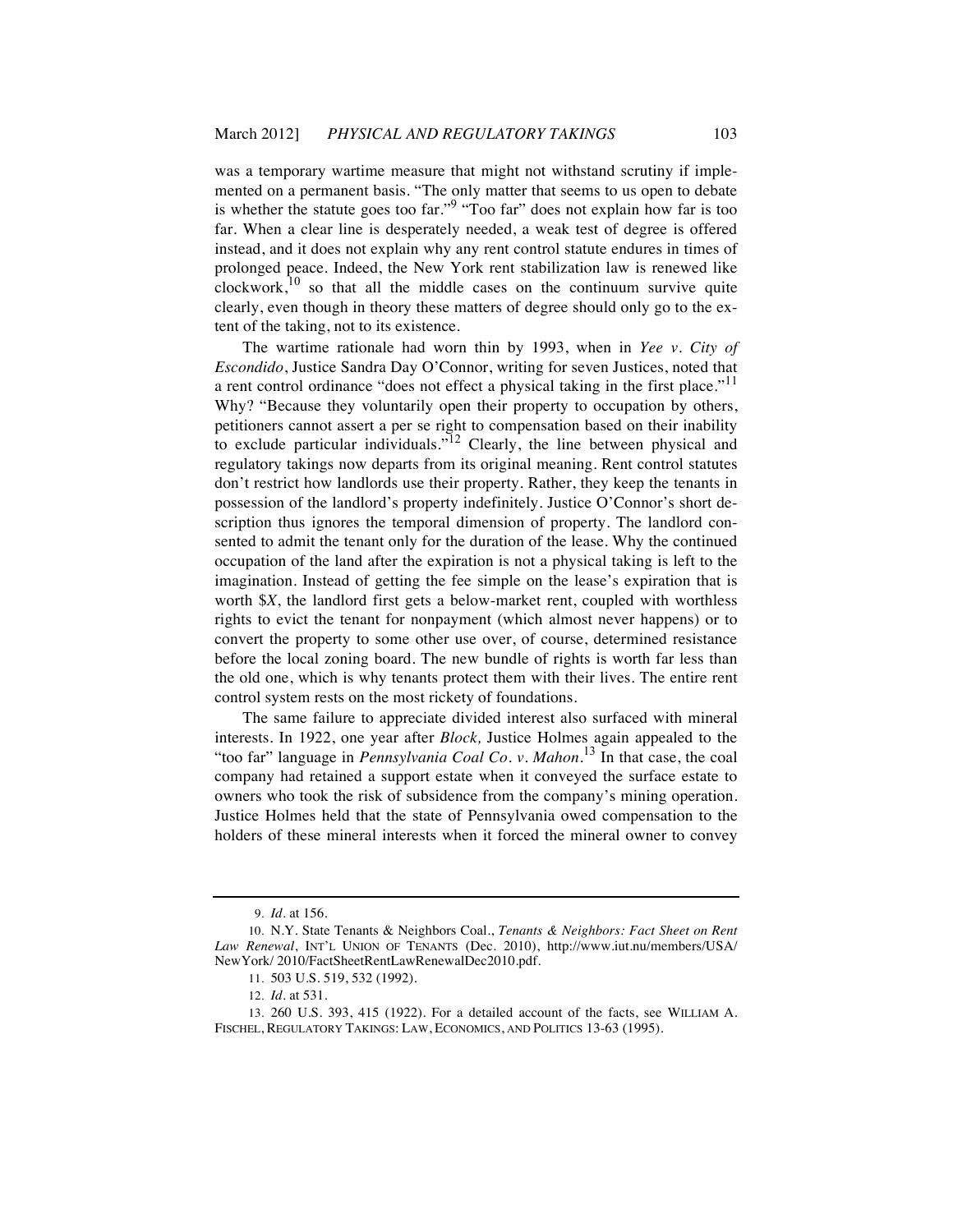was a temporary wartime measure that might not withstand scrutiny if implemented on a permanent basis. "The only matter that seems to us open to debate is whether the statute goes too far."[9] "Too far" does not explain how far is too far. When a clear line is desperately needed, a weak test of degree is offered instead, and it does not explain why any rent control statute endures in times of prolonged peace. Indeed, the New York rent stabilization law is renewed like clockwork,[10] so that all the middle cases on the continuum survive quite clearly, even though in theory these matters of degree should only go to the extent of the taking, not to its existence.

The wartime rationale had worn thin by 1993, when in *Yee v. City of Escondido*, Justice Sandra Day O'Connor, writing for seven Justices, noted that a rent control ordinance "does not effect a physical taking in the first place."[11] Why? "Because they voluntarily open their property to occupation by others, petitioners cannot assert a per se right to compensation based on their inability to exclude particular individuals."[12] Clearly, the line between physical and regulatory takings now departs from its original meaning. Rent control statutes don't restrict how landlords use their property. Rather, they keep the tenants in possession of the landlord's property indefinitely. Justice O'Connor's short description thus ignores the temporal dimension of property. The landlord consented to admit the tenant only for the duration of the lease. Why the continued occupation of the land after the expiration is not a physical taking is left to the imagination. Instead of getting the fee simple on the lease's expiration that is worth $*X*, the landlord first gets a below-market rent, coupled with worthless rights to evict the tenant for nonpayment (which almost never happens) or to convert the property to some other use over, of course, determined resistance before the local zoning board. The new bundle of rights is worth far less than the old one, which is why tenants protect them with their lives. The entire rent control system rests on the most rickety of foundations.

The same failure to appreciate divided interest also surfaced with mineral interests. In 1922, one year after *Block,* Justice Holmes again appealed to the "too far" language in *Pennsylvania Coal Co. v. Mahon*.[13] In that case, the coal company had retained a support estate when it conveyed the surface estate to owners who took the risk of subsidence from the company's mining operation. Justice Holmes held that the state of Pennsylvania owed compensation to the holders of these mineral interests when it forced the mineral owner to convey

---

9. *Id.* at 156.

10. N.Y. State Tenants & Neighbors Coal., *Tenants & Neighbors: Fact Sheet on Rent Law Renewal*, INT'L UNION OF TENANTS (Dec. 2010), http://www.iut.nu/members/USA/NewYork/ 2010/FactSheetRentLawRenewalDec2010.pdf.

11. 503 U.S. 519, 532 (1992).

12. *Id.* at 531.

13. 260 U.S. 393, 415 (1922). For a detailed account of the facts, see WILLIAM A. FISCHEL, REGULATORY TAKINGS: LAW, ECONOMICS, AND POLITICS 13-63 (1995).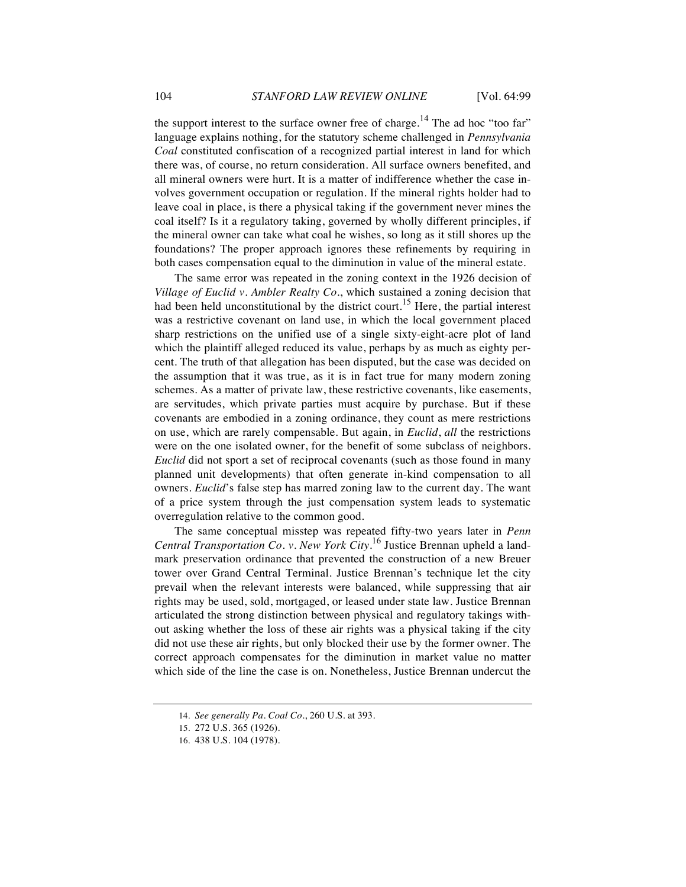the support interest to the surface owner free of charge.[14] The ad hoc "too far" language explains nothing, for the statutory scheme challenged in *Pennsylvania Coal* constituted confiscation of a recognized partial interest in land for which there was, of course, no return consideration. All surface owners benefited, and all mineral owners were hurt. It is a matter of indifference whether the case involves government occupation or regulation. If the mineral rights holder had to leave coal in place, is there a physical taking if the government never mines the coal itself? Is it a regulatory taking, governed by wholly different principles, if the mineral owner can take what coal he wishes, so long as it still shores up the foundations? The proper approach ignores these refinements by requiring in both cases compensation equal to the diminution in value of the mineral estate.

The same error was repeated in the zoning context in the 1926 decision of *Village of Euclid v. Ambler Realty Co.*, which sustained a zoning decision that had been held unconstitutional by the district court.[15] Here, the partial interest was a restrictive covenant on land use, in which the local government placed sharp restrictions on the unified use of a single sixty-eight-acre plot of land which the plaintiff alleged reduced its value, perhaps by as much as eighty percent. The truth of that allegation has been disputed, but the case was decided on the assumption that it was true, as it is in fact true for many modern zoning schemes. As a matter of private law, these restrictive covenants, like easements, are servitudes, which private parties must acquire by purchase. But if these covenants are embodied in a zoning ordinance, they count as mere restrictions on use, which are rarely compensable. But again, in *Euclid*, *all* the restrictions were on the one isolated owner, for the benefit of some subclass of neighbors. *Euclid* did not sport a set of reciprocal covenants (such as those found in many planned unit developments) that often generate in-kind compensation to all owners. *Euclid*'s false step has marred zoning law to the current day. The want of a price system through the just compensation system leads to systematic overregulation relative to the common good.

The same conceptual misstep was repeated fifty-two years later in *Penn Central Transportation Co. v. New York City*.[16] Justice Brennan upheld a landmark preservation ordinance that prevented the construction of a new Breuer tower over Grand Central Terminal. Justice Brennan's technique let the city prevail when the relevant interests were balanced, while suppressing that air rights may be used, sold, mortgaged, or leased under state law. Justice Brennan articulated the strong distinction between physical and regulatory takings without asking whether the loss of these air rights was a physical taking if the city did not use these air rights, but only blocked their use by the former owner. The correct approach compensates for the diminution in market value no matter which side of the line the case is on. Nonetheless, Justice Brennan undercut the

---

14. *See generally Pa. Coal Co.*, 260 U.S. at 393.

15. 272 U.S. 365 (1926).

16. 438 U.S. 104 (1978).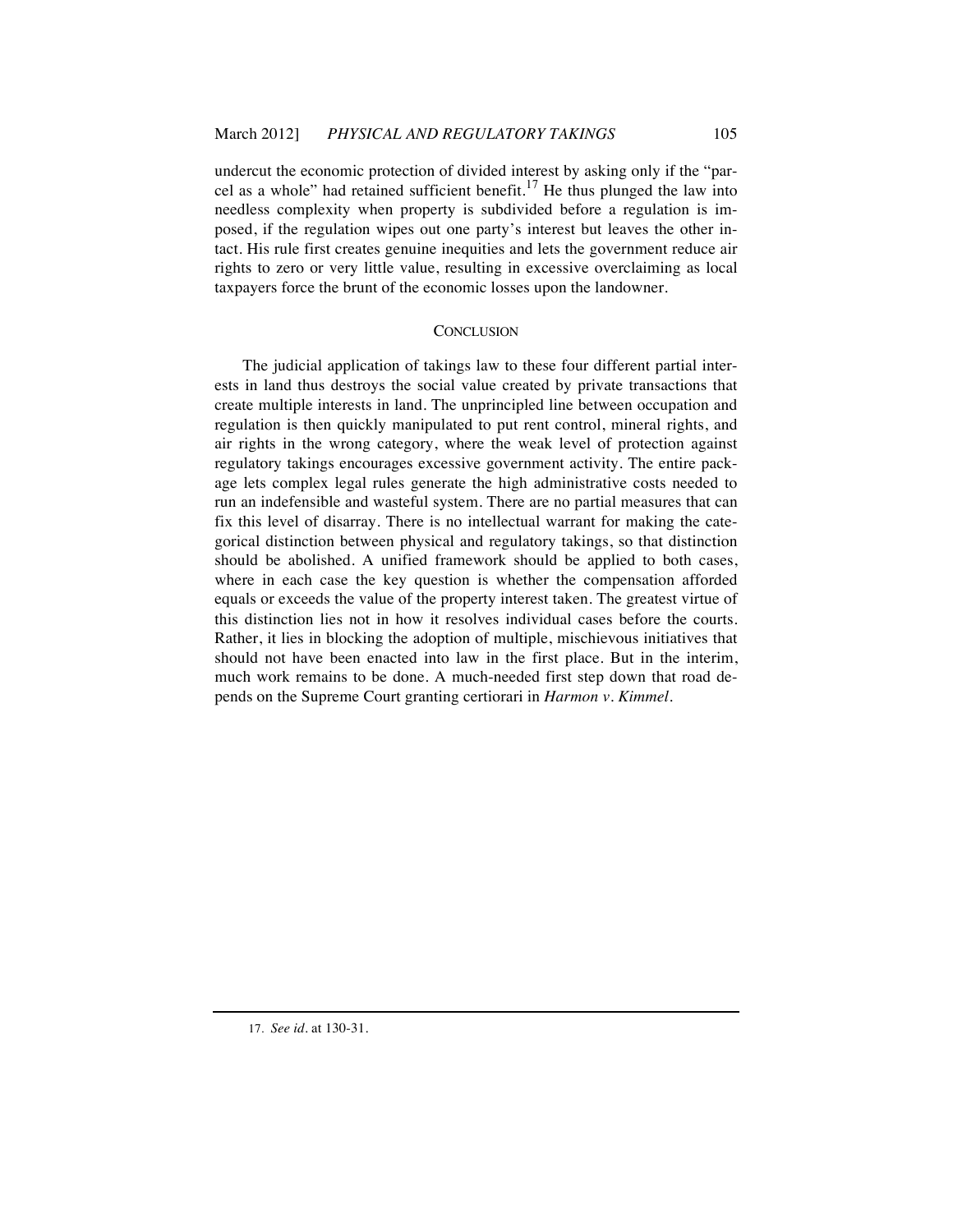undercut the economic protection of divided interest by asking only if the "parcel as a whole" had retained sufficient benefit.[17] He thus plunged the law into needless complexity when property is subdivided before a regulation is imposed, if the regulation wipes out one party's interest but leaves the other intact. His rule first creates genuine inequities and lets the government reduce air rights to zero or very little value, resulting in excessive overclaiming as local taxpayers force the brunt of the economic losses upon the landowner.

## CONCLUSION

The judicial application of takings law to these four different partial interests in land thus destroys the social value created by private transactions that create multiple interests in land. The unprincipled line between occupation and regulation is then quickly manipulated to put rent control, mineral rights, and air rights in the wrong category, where the weak level of protection against regulatory takings encourages excessive government activity. The entire package lets complex legal rules generate the high administrative costs needed to run an indefensible and wasteful system. There are no partial measures that can fix this level of disarray. There is no intellectual warrant for making the categorical distinction between physical and regulatory takings, so that distinction should be abolished. A unified framework should be applied to both cases, where in each case the key question is whether the compensation afforded equals or exceeds the value of the property interest taken. The greatest virtue of this distinction lies not in how it resolves individual cases before the courts. Rather, it lies in blocking the adoption of multiple, mischievous initiatives that should not have been enacted into law in the first place. But in the interim, much work remains to be done. A much-needed first step down that road depends on the Supreme Court granting certiorari in *Harmon v. Kimmel*.

---

17. *See id.* at 130-31.